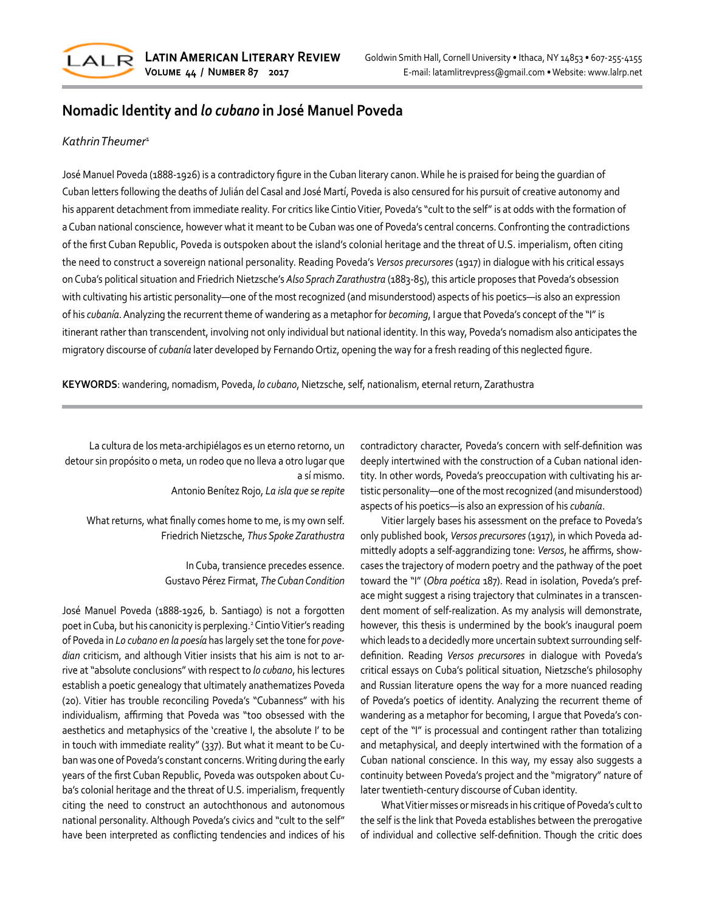# Nomadic Identity and *lo cubano* in José Manuel Poveda

*Kathrin Theumer*[1]

José Manuel Poveda (1888-1926) is a contradictory figure in the Cuban literary canon. While he is praised for being the guardian of Cuban letters following the deaths of Julián del Casal and José Martí, Poveda is also censured for his pursuit of creative autonomy and his apparent detachment from immediate reality. For critics like Cintio Vitier, Poveda's "cult to the self" is at odds with the formation of a Cuban national conscience, however what it meant to be Cuban was one of Poveda's central concerns. Confronting the contradictions of the first Cuban Republic, Poveda is outspoken about the island's colonial heritage and the threat of U.S. imperialism, often citing the need to construct a sovereign national personality. Reading Poveda's *Versos precursores* (1917) in dialogue with his critical essays on Cuba's political situation and Friedrich Nietzsche's *Also Sprach Zarathustra* (1883-85), this article proposes that Poveda's obsession with cultivating his artistic personality—one of the most recognized (and misunderstood) aspects of his poetics—is also an expression of his *cubanía*. Analyzing the recurrent theme of wandering as a metaphor for *becoming*, I argue that Poveda's concept of the "I" is itinerant rather than transcendent, involving not only individual but national identity. In this way, Poveda's nomadism also anticipates the migratory discourse of *cubanía* later developed by Fernando Ortiz, opening the way for a fresh reading of this neglected figure.

**KEYWORDS**: wandering, nomadism, Poveda, *lo cubano*, Nietzsche, self, nationalism, eternal return, Zarathustra

---

> La cultura de los meta-archipiélagos es un eterno retorno, un detour sin propósito o meta, un rodeo que no lleva a otro lugar que a sí mismo.
>
> Antonio Benítez Rojo, *La isla que se repite*

> What returns, what finally comes home to me, is my own self.
>
> Friedrich Nietzsche, *Thus Spoke Zarathustra*

> In Cuba, transience precedes essence.
>
> Gustavo Pérez Firmat, *The Cuban Condition*

José Manuel Poveda (1888-1926, b. Santiago) is not a forgotten poet in Cuba, but his canonicity is perplexing.[2] Cintio Vitier's reading of Poveda in *Lo cubano en la poesía* has largely set the tone for *povedian* criticism, and although Vitier insists that his aim is not to arrive at "absolute conclusions" with respect to *lo cubano*, his lectures establish a poetic genealogy that ultimately anathematizes Poveda (20). Vitier has trouble reconciling Poveda's "Cubanness" with his individualism, affirming that Poveda was "too obsessed with the aesthetics and metaphysics of the 'creative I, the absolute I' to be in touch with immediate reality" (337). But what it meant to be Cuban was one of Poveda's constant concerns. Writing during the early years of the first Cuban Republic, Poveda was outspoken about Cuba's colonial heritage and the threat of U.S. imperialism, frequently citing the need to construct an autochthonous and autonomous national personality. Although Poveda's civics and "cult to the self" have been interpreted as conflicting tendencies and indices of his contradictory character, Poveda's concern with self-definition was deeply intertwined with the construction of a Cuban national identity. In other words, Poveda's preoccupation with cultivating his artistic personality—one of the most recognized (and misunderstood) aspects of his poetics—is also an expression of his *cubanía*.

Vitier largely bases his assessment on the preface to Poveda's only published book, *Versos precursores* (1917), in which Poveda admittedly adopts a self-aggrandizing tone: *Versos*, he affirms, showcases the trajectory of modern poetry and the pathway of the poet toward the "I" (*Obra poética* 187). Read in isolation, Poveda's preface might suggest a rising trajectory that culminates in a transcendent moment of self-realization. As my analysis will demonstrate, however, this thesis is undermined by the book's inaugural poem which leads to a decidedly more uncertain subtext surrounding self-definition. Reading *Versos precursores* in dialogue with Poveda's critical essays on Cuba's political situation, Nietzsche's philosophy and Russian literature opens the way for a more nuanced reading of Poveda's poetics of identity. Analyzing the recurrent theme of wandering as a metaphor for becoming, I argue that Poveda's concept of the "I" is processual and contingent rather than totalizing and metaphysical, and deeply intertwined with the formation of a Cuban national conscience. In this way, my essay also suggests a continuity between Poveda's project and the "migratory" nature of later twentieth-century discourse of Cuban identity.

What Vitier misses or misreads in his critique of Poveda's cult to the self is the link that Poveda establishes between the prerogative of individual and collective self-definition. Though the critic does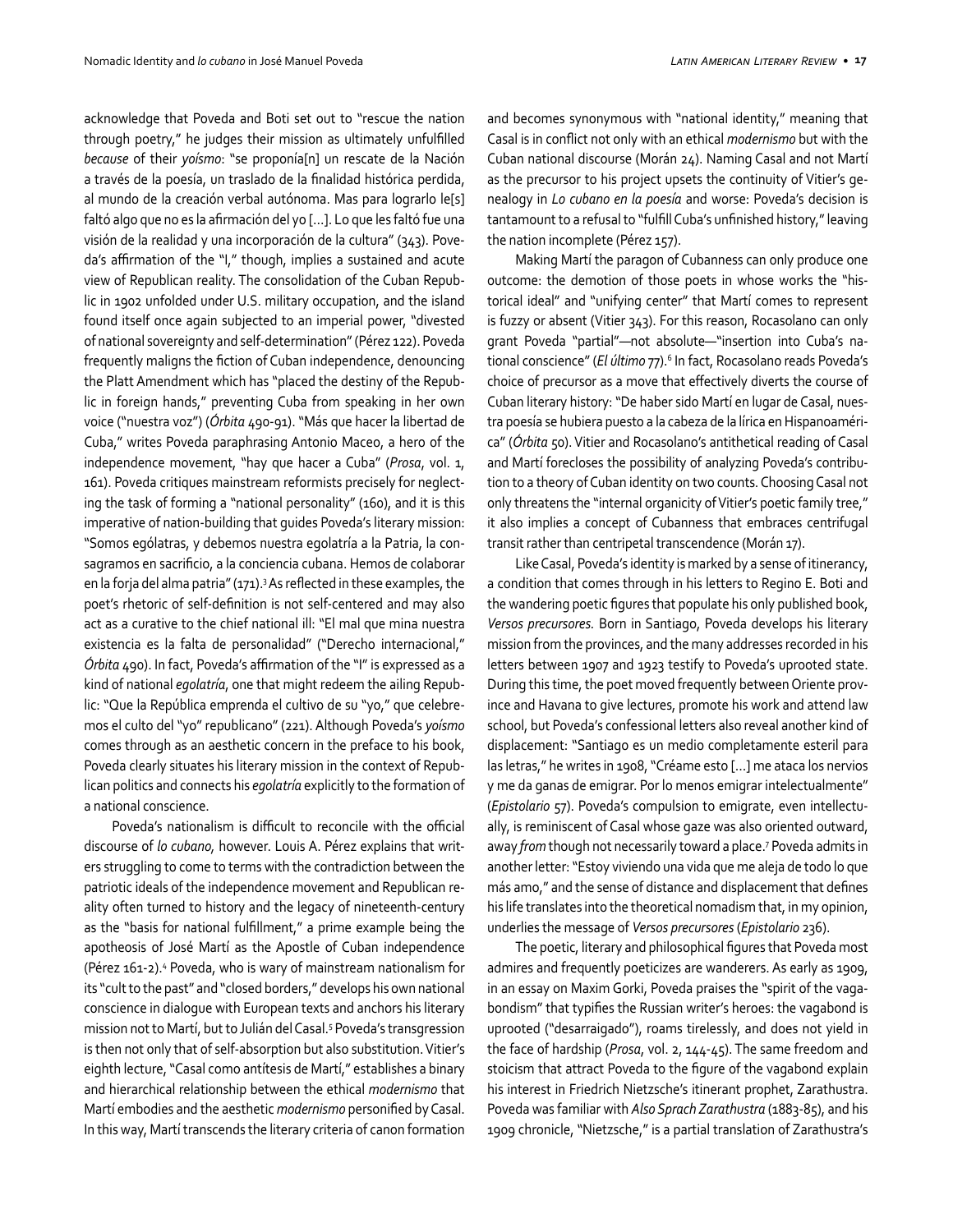acknowledge that Poveda and Boti set out to "rescue the nation through poetry," he judges their mission as ultimately unfulfilled *because* of their *yoísmo*: "se proponía[n] un rescate de la Nación a través de la poesía, un traslado de la finalidad histórica perdida, al mundo de la creación verbal autónoma. Mas para lograrlo le[s] faltó algo que no es la afirmación del yo [...]. Lo que les faltó fue una visión de la realidad y una incorporación de la cultura" (343). Poveda's affirmation of the "I," though, implies a sustained and acute view of Republican reality. The consolidation of the Cuban Republic in 1902 unfolded under U.S. military occupation, and the island found itself once again subjected to an imperial power, "divested of national sovereignty and self-determination" (Pérez 122). Poveda frequently maligns the fiction of Cuban independence, denouncing the Platt Amendment which has "placed the destiny of the Republic in foreign hands," preventing Cuba from speaking in her own voice ("nuestra voz") (*Órbita* 490-91). "Más que hacer la libertad de Cuba," writes Poveda paraphrasing Antonio Maceo, a hero of the independence movement, "hay que hacer a Cuba" (*Prosa*, vol. 1, 161). Poveda critiques mainstream reformists precisely for neglecting the task of forming a "national personality" (160), and it is this imperative of nation-building that guides Poveda's literary mission: "Somos ególatras, y debemos nuestra egolatría a la Patria, la consagramos en sacrificio, a la conciencia cubana. Hemos de colaborar en la forja del alma patria" (171).[3] As reflected in these examples, the poet's rhetoric of self-definition is not self-centered and may also act as a curative to the chief national ill: "El mal que mina nuestra existencia es la falta de personalidad" ("Derecho internacional," *Órbita* 490). In fact, Poveda's affirmation of the "I" is expressed as a kind of national *egolatría*, one that might redeem the ailing Republic: "Que la República emprenda el cultivo de su "yo," que celebremos el culto del "yo" republicano" (221). Although Poveda's *yoísmo* comes through as an aesthetic concern in the preface to his book, Poveda clearly situates his literary mission in the context of Republican politics and connects his *egolatría* explicitly to the formation of a national conscience.

Poveda's nationalism is difficult to reconcile with the official discourse of *lo cubano*, however. Louis A. Pérez explains that writers struggling to come to terms with the contradiction between the patriotic ideals of the independence movement and Republican reality often turned to history and the legacy of nineteenth-century as the "basis for national fulfillment," a prime example being the apotheosis of José Martí as the Apostle of Cuban independence (Pérez 161-2).[4] Poveda, who is wary of mainstream nationalism for its "cult to the past" and "closed borders," develops his own national conscience in dialogue with European texts and anchors his literary mission not to Martí, but to Julián del Casal.[5] Poveda's transgression is then not only that of self-absorption but also substitution. Vitier's eighth lecture, "Casal como antítesis de Martí," establishes a binary and hierarchical relationship between the ethical *modernismo* that Martí embodies and the aesthetic *modernismo* personified by Casal. In this way, Martí transcends the literary criteria of canon formation and becomes synonymous with "national identity," meaning that Casal is in conflict not only with an ethical *modernismo* but with the Cuban national discourse (Morán 24). Naming Casal and not Martí as the precursor to his project upsets the continuity of Vitier's genealogy in *Lo cubano en la poesía* and worse: Poveda's decision is tantamount to a refusal to "fulfill Cuba's unfinished history," leaving the nation incomplete (Pérez 157).

Making Martí the paragon of Cubanness can only produce one outcome: the demotion of those poets in whose works the "historical ideal" and "unifying center" that Martí comes to represent is fuzzy or absent (Vitier 343). For this reason, Rocasolano can only grant Poveda "partial"—not absolute—"insertion into Cuba's national conscience" (*El último* 77).[6] In fact, Rocasolano reads Poveda's choice of precursor as a move that effectively diverts the course of Cuban literary history: "De haber sido Martí en lugar de Casal, nuestra poesía se hubiera puesto a la cabeza de la lírica en Hispanoamérica" (*Órbita* 50). Vitier and Rocasolano's antithetical reading of Casal and Martí forecloses the possibility of analyzing Poveda's contribution to a theory of Cuban identity on two counts. Choosing Casal not only threatens the "internal organicity of Vitier's poetic family tree," it also implies a concept of Cubanness that embraces centrifugal transit rather than centripetal transcendence (Morán 17).

Like Casal, Poveda's identity is marked by a sense of itinerancy, a condition that comes through in his letters to Regino E. Boti and the wandering poetic figures that populate his only published book, *Versos precursores*. Born in Santiago, Poveda develops his literary mission from the provinces, and the many addresses recorded in his letters between 1907 and 1923 testify to Poveda's uprooted state. During this time, the poet moved frequently between Oriente province and Havana to give lectures, promote his work and attend law school, but Poveda's confessional letters also reveal another kind of displacement: "Santiago es un medio completamente esteril para las letras," he writes in 1908, "Créame esto [...] me ataca los nervios y me da ganas de emigrar. Por lo menos emigrar intelectualmente" (*Epistolario* 57). Poveda's compulsion to emigrate, even intellectually, is reminiscent of Casal whose gaze was also oriented outward, away *from* though not necessarily toward a place.[7] Poveda admits in another letter: "Estoy viviendo una vida que me aleja de todo lo que más amo," and the sense of distance and displacement that defines his life translates into the theoretical nomadism that, in my opinion, underlies the message of *Versos precursores* (*Epistolario* 236).

The poetic, literary and philosophical figures that Poveda most admires and frequently poeticizes are wanderers. As early as 1909, in an essay on Maxim Gorki, Poveda praises the "spirit of the vagabondism" that typifies the Russian writer's heroes: the vagabond is uprooted ("desarraigado"), roams tirelessly, and does not yield in the face of hardship (*Prosa*, vol. 2, 144-45). The same freedom and stoicism that attract Poveda to the figure of the vagabond explain his interest in Friedrich Nietzsche's itinerant prophet, Zarathustra. Poveda was familiar with *Also Sprach Zarathustra* (1883-85), and his 1909 chronicle, "Nietzsche," is a partial translation of Zarathustra's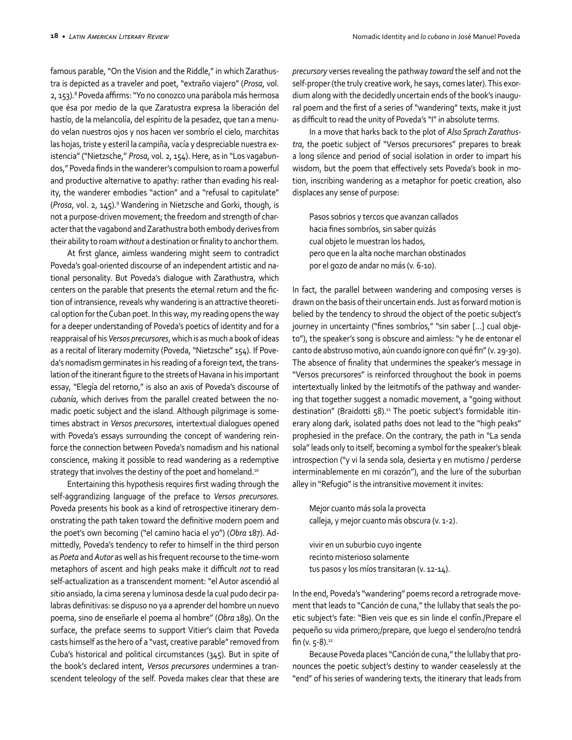famous parable, "On the Vision and the Riddle," in which Zarathustra is depicted as a traveler and poet, "extraño viajero" (*Prosa*, vol. 2, 153).[8] Poveda affirms: "Yo no conozco una parábola más hermosa que ésa por medio de la que Zaratustra expresa la liberación del hastío, de la melancolía, del espíritu de la pesadez, que tan a menudo velan nuestros ojos y nos hacen ver sombrío el cielo, marchitas las hojas, triste y esteril la campiña, vacía y despreciable nuestra existencia" ("Nietzsche," *Prosa*, vol. 2, 154). Here, as in "Los vagabundos," Poveda finds in the wanderer's compulsion to roam a powerful and productive alternative to apathy: rather than evading his reality, the wanderer embodies "action" and a "refusal to capitulate" (*Prosa*, vol. 2, 145).[9] Wandering in Nietzsche and Gorki, though, is not a purpose-driven movement; the freedom and strength of character that the vagabond and Zarathustra both embody derives from their ability to roam *without* a destination or finality to anchor them.

At first glance, aimless wandering might seem to contradict Poveda's goal-oriented discourse of an independent artistic and national personality. But Poveda's dialogue with Zarathustra, which centers on the parable that presents the eternal return and the fiction of intransience, reveals why wandering is an attractive theoretical option for the Cuban poet. In this way, my reading opens the way for a deeper understanding of Poveda's poetics of identity and for a reappraisal of his *Versos precursores*, which is as much a book of ideas as a recital of literary modernity (Poveda, "Nietzsche" 154). If Poveda's nomadism germinates in his reading of a foreign text, the translation of the itinerant figure to the streets of Havana in his important essay, "Elegía del retorno," is also an axis of Poveda's discourse of *cubanía*, which derives from the parallel created between the nomadic poetic subject and the island. Although pilgrimage is sometimes abstract in *Versos precursores*, intertextual dialogues opened with Poveda's essays surrounding the concept of wandering reinforce the connection between Poveda's nomadism and his national conscience, making it possible to read wandering as a redemptive strategy that involves the destiny of the poet and homeland.[10]

Entertaining this hypothesis requires first wading through the self-aggrandizing language of the preface to *Versos precursores.* Poveda presents his book as a kind of retrospective itinerary demonstrating the path taken toward the definitive modern poem and the poet's own becoming ("el camino hacia el yo") (*Obra* 187). Admittedly, Poveda's tendency to refer to himself in the third person as *Poeta* and *Autor* as well as his frequent recourse to the time-worn metaphors of ascent and high peaks make it difficult *not* to read self-actualization as a transcendent moment: "el Autor ascendió al sitio ansiado, la cima serena y luminosa desde la cual pudo decir palabras definitivas: se dispuso no ya a aprender del hombre un nuevo poema, sino de enseñarle el poema al hombre" (*Obra* 189). On the surface, the preface seems to support Vitier's claim that Poveda casts himself as the hero of a "vast, creative parable" removed from Cuba's historical and political circumstances (345). But in spite of the book's declared intent, *Versos precursores* undermines a transcendent teleology of the self. Poveda makes clear that these are *precursory* verses revealing the pathway *toward* the self and not the self-proper (the truly creative work, he says, comes later). This exordium along with the decidedly uncertain ends of the book's inaugural poem and the first of a series of "wandering" texts, make it just as difficult to read the unity of Poveda's "I" in absolute terms.

In a move that harks back to the plot of *Also Sprach Zarathustra*, the poetic subject of "Versos precursores" prepares to break a long silence and period of social isolation in order to impart his wisdom, but the poem that effectively sets Poveda's book in motion, inscribing wandering as a metaphor for poetic creation, also displaces any sense of purpose:

> Pasos sobrios y tercos que avanzan callados
> hacia fines sombríos, sin saber quizás
> cual objeto le muestran los hados,
> pero que en la alta noche marchan obstinados
> por el gozo de andar no más (v. 6-10).

In fact, the parallel between wandering and composing verses is drawn on the basis of their uncertain ends. Just as forward motion is belied by the tendency to shroud the object of the poetic subject's journey in uncertainty ("fines sombríos," "sin saber [...] cual objeto"), the speaker's song is obscure and aimless: "y he de entonar el canto de abstruso motivo, aún cuando ignore con qué fin" (v. 29-30). The absence of finality that undermines the speaker's message in "Versos precursores" is reinforced throughout the book in poems intertextually linked by the leitmotifs of the pathway and wandering that together suggest a nomadic movement, a "going without destination" (Braidotti 58).[11] The poetic subject's formidable itinerary along dark, isolated paths does not lead to the "high peaks" prophesied in the preface. On the contrary, the path in "La senda sola" leads only to itself, becoming a symbol for the speaker's bleak introspection ("y vi la senda sola, desierta y en mutismo / perderse interminablemente en mi corazón"), and the lure of the suburban alley in "Refugio" is the intransitive movement it invites:

> Mejor cuanto más sola la provecta
> calleja, y mejor cuanto más obscura (v. 1-2).
>
> vivir en un suburbio cuyo ingente
> recinto misterioso solamente
> tus pasos y los míos transitaran (v. 12-14).

In the end, Poveda's "wandering" poems record a retrograde movement that leads to "Canción de cuna," the lullaby that seals the poetic subject's fate: "Bien veis que es sin linde el confín./Prepare el pequeño su vida primero;/prepare, que luego el sendero/no tendrá fin (v. 5-8).[12]

Because Poveda places "Canción de cuna," the lullaby that pronounces the poetic subject's destiny to wander ceaselessly at the "end" of his series of wandering texts, the itinerary that leads from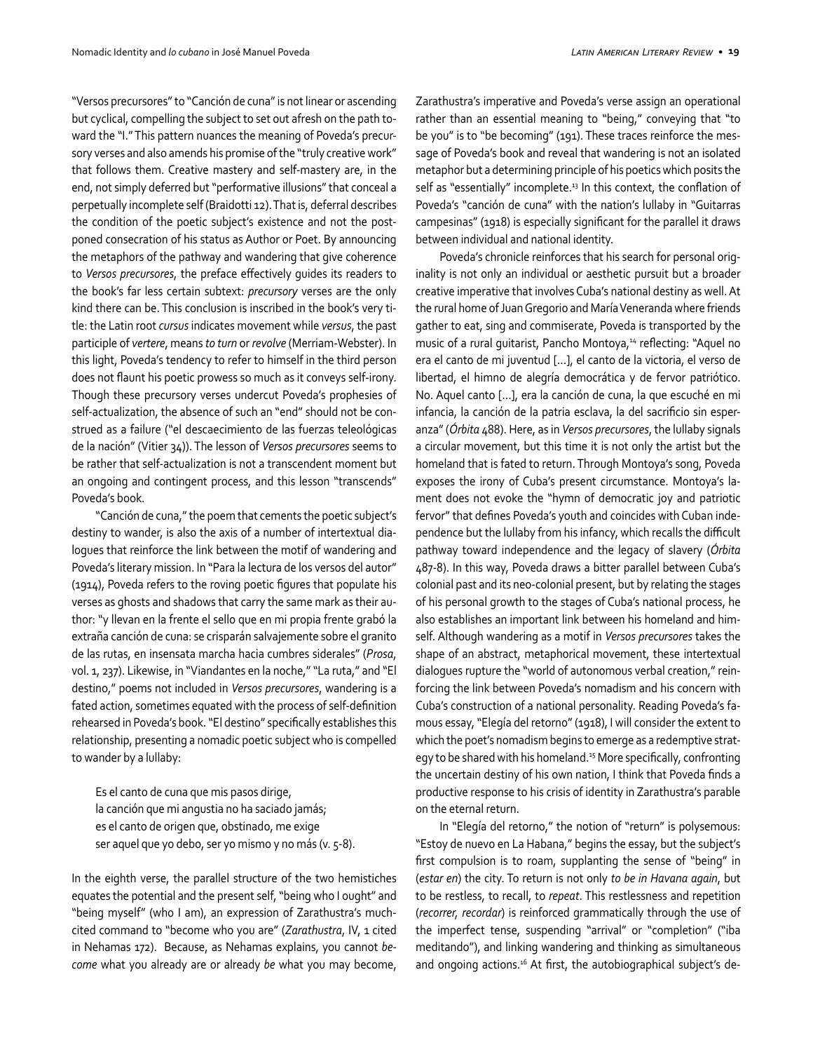"Versos precursores" to "Canción de cuna" is not linear or ascending but cyclical, compelling the subject to set out afresh on the path toward the "I." This pattern nuances the meaning of Poveda's precursory verses and also amends his promise of the "truly creative work" that follows them. Creative mastery and self-mastery are, in the end, not simply deferred but "performative illusions" that conceal a perpetually incomplete self (Braidotti 12). That is, deferral describes the condition of the poetic subject's existence and not the postponed consecration of his status as Author or Poet. By announcing the metaphors of the pathway and wandering that give coherence to *Versos precursores*, the preface effectively guides its readers to the book's far less certain subtext: *precursory* verses are the only kind there can be. This conclusion is inscribed in the book's very title: the Latin root *cursus* indicates movement while *versus*, the past participle of *vertere*, means *to turn* or *revolve* (Merriam-Webster). In this light, Poveda's tendency to refer to himself in the third person does not flaunt his poetic prowess so much as it conveys self-irony. Though these precursory verses undercut Poveda's prophesies of self-actualization, the absence of such an "end" should not be construed as a failure ("el descaecimiento de las fuerzas teleológicas de la nación" (Vitier 34)). The lesson of *Versos precursores* seems to be rather that self-actualization is not a transcendent moment but an ongoing and contingent process, and this lesson "transcends" Poveda's book.

"Canción de cuna," the poem that cements the poetic subject's destiny to wander, is also the axis of a number of intertextual dialogues that reinforce the link between the motif of wandering and Poveda's literary mission. In "Para la lectura de los versos del autor" (1914), Poveda refers to the roving poetic figures that populate his verses as ghosts and shadows that carry the same mark as their author: "y llevan en la frente el sello que en mi propia frente grabó la extraña canción de cuna: se crisparán salvajemente sobre el granito de las rutas, en insensata marcha hacia cumbres siderales" (*Prosa*, vol. 1, 237). Likewise, in "Viandantes en la noche," "La ruta," and "El destino," poems not included in *Versos precursores*, wandering is a fated action, sometimes equated with the process of self-definition rehearsed in Poveda's book. "El destino" specifically establishes this relationship, presenting a nomadic poetic subject who is compelled to wander by a lullaby:

> Es el canto de cuna que mis pasos dirige,
> la canción que mi angustia no ha saciado jamás;
> es el canto de origen que, obstinado, me exige
> ser aquel que yo debo, ser yo mismo y no más (v. 5-8).

In the eighth verse, the parallel structure of the two hemistiches equates the potential and the present self, "being who I ought" and "being myself" (who I am), an expression of Zarathustra's much-cited command to "become who you are" (*Zarathustra*, IV, 1 cited in Nehamas 172). Because, as Nehamas explains, you cannot *become* what you already are or already *be* what you may become, Zarathustra's imperative and Poveda's verse assign an operational rather than an essential meaning to "being," conveying that "to be you" is to "be becoming" (191). These traces reinforce the message of Poveda's book and reveal that wandering is not an isolated metaphor but a determining principle of his poetics which posits the self as "essentially" incomplete.[13] In this context, the conflation of Poveda's "canción de cuna" with the nation's lullaby in "Guitarras campesinas" (1918) is especially significant for the parallel it draws between individual and national identity.

Poveda's chronicle reinforces that his search for personal originality is not only an individual or aesthetic pursuit but a broader creative imperative that involves Cuba's national destiny as well. At the rural home of Juan Gregorio and María Veneranda where friends gather to eat, sing and commiserate, Poveda is transported by the music of a rural guitarist, Pancho Montoya,[14] reflecting: "Aquel no era el canto de mi juventud [...], el canto de la victoria, el verso de libertad, el himno de alegría democrática y de fervor patriótico. No. Aquel canto [...], era la canción de cuna, la que escuché en mi infancia, la canción de la patria esclava, la del sacrificio sin esperanza" (*Órbita* 488). Here, as in *Versos precursores*, the lullaby signals a circular movement, but this time it is not only the artist but the homeland that is fated to return. Through Montoya's song, Poveda exposes the irony of Cuba's present circumstance. Montoya's lament does not evoke the "hymn of democratic joy and patriotic fervor" that defines Poveda's youth and coincides with Cuban independence but the lullaby from his infancy, which recalls the difficult pathway toward independence and the legacy of slavery (*Órbita* 487-8). In this way, Poveda draws a bitter parallel between Cuba's colonial past and its neo-colonial present, but by relating the stages of his personal growth to the stages of Cuba's national process, he also establishes an important link between his homeland and himself. Although wandering as a motif in *Versos precursores* takes the shape of an abstract, metaphorical movement, these intertextual dialogues rupture the "world of autonomous verbal creation," reinforcing the link between Poveda's nomadism and his concern with Cuba's construction of a national personality. Reading Poveda's famous essay, "Elegía del retorno" (1918), I will consider the extent to which the poet's nomadism begins to emerge as a redemptive strategy to be shared with his homeland.[15] More specifically, confronting the uncertain destiny of his own nation, I think that Poveda finds a productive response to his crisis of identity in Zarathustra's parable on the eternal return.

In "Elegía del retorno," the notion of "return" is polysemous: "Estoy de nuevo en La Habana," begins the essay, but the subject's first compulsion is to roam, supplanting the sense of "being" in (*estar en*) the city. To return is not only *to be in Havana again*, but to be restless, to recall, to *repeat*. This restlessness and repetition (*recorrer, recordar*) is reinforced grammatically through the use of the imperfect tense, suspending "arrival" or "completion" ("iba meditando"), and linking wandering and thinking as simultaneous and ongoing actions.[16] At first, the autobiographical subject's de-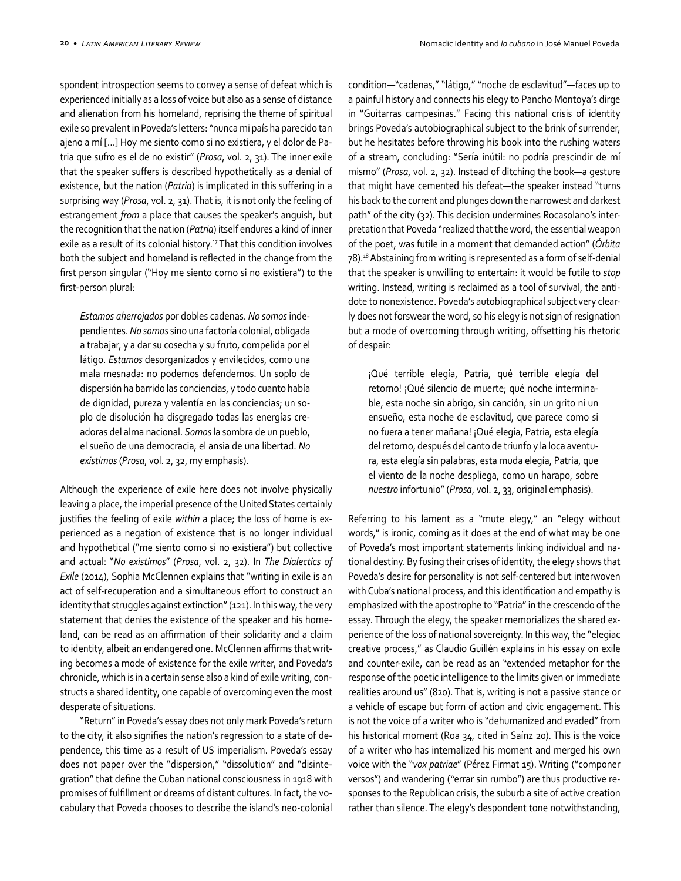spondent introspection seems to convey a sense of defeat which is experienced initially as a loss of voice but also as a sense of distance and alienation from his homeland, reprising the theme of spiritual exile so prevalent in Poveda's letters: "nunca mi país ha parecido tan ajeno a mí [...] Hoy me siento como si no existiera, y el dolor de Patria que sufro es el de no existir" (*Prosa*, vol. 2, 31). The inner exile that the speaker suffers is described hypothetically as a denial of existence, but the nation (*Patria*) is implicated in this suffering in a surprising way (*Prosa*, vol. 2, 31). That is, it is not only the feeling of estrangement *from* a place that causes the speaker's anguish, but the recognition that the nation (*Patria*) itself endures a kind of inner exile as a result of its colonial history.[17] That this condition involves both the subject and homeland is reflected in the change from the first person singular ("Hoy me siento como si no existiera") to the first-person plural:

> *Estamos aherrojados* por dobles cadenas. *No somos* independientes. *No somos* sino una factoría colonial, obligada a trabajar, y a dar su cosecha y su fruto, compelida por el látigo. *Estamos* desorganizados y envilecidos, como una mala mesnada: no podemos defendernos. Un soplo de dispersión ha barrido las conciencias, y todo cuanto había de dignidad, pureza y valentía en las conciencias; un soplo de disolución ha disgregado todas las energías creadoras del alma nacional. *Somos* la sombra de un pueblo, el sueño de una democracia, el ansia de una libertad. *No existimos* (*Prosa*, vol. 2, 32, my emphasis).

Although the experience of exile here does not involve physically leaving a place, the imperial presence of the United States certainly justifies the feeling of exile *within* a place; the loss of home is experienced as a negation of existence that is no longer individual and hypothetical ("me siento como si no existiera") but collective and actual: "*No existimos*" (*Prosa*, vol. 2, 32). In *The Dialectics of Exile* (2014), Sophia McClennen explains that "writing in exile is an act of self-recuperation and a simultaneous effort to construct an identity that struggles against extinction" (121). In this way, the very statement that denies the existence of the speaker and his homeland, can be read as an affirmation of their solidarity and a claim to identity, albeit an endangered one. McClennen affirms that writing becomes a mode of existence for the exile writer, and Poveda's chronicle, which is in a certain sense also a kind of exile writing, constructs a shared identity, one capable of overcoming even the most desperate of situations.

"Return" in Poveda's essay does not only mark Poveda's return to the city, it also signifies the nation's regression to a state of dependence, this time as a result of US imperialism. Poveda's essay does not paper over the "dispersion," "dissolution" and "disintegration" that define the Cuban national consciousness in 1918 with promises of fulfillment or dreams of distant cultures. In fact, the vocabulary that Poveda chooses to describe the island's neo-colonial condition—"cadenas," "látigo," "noche de esclavitud"—faces up to a painful history and connects his elegy to Pancho Montoya's dirge in "Guitarras campesinas." Facing this national crisis of identity brings Poveda's autobiographical subject to the brink of surrender, but he hesitates before throwing his book into the rushing waters of a stream, concluding: "Sería inútil: no podría prescindir de mí mismo" (*Prosa*, vol. 2, 32). Instead of ditching the book—a gesture that might have cemented his defeat—the speaker instead "turns his back to the current and plunges down the narrowest and darkest path" of the city (32). This decision undermines Rocasolano's interpretation that Poveda "realized that the word, the essential weapon of the poet, was futile in a moment that demanded action" (*Órbita* 78).[18] Abstaining from writing is represented as a form of self-denial that the speaker is unwilling to entertain: it would be futile to *stop* writing. Instead, writing is reclaimed as a tool of survival, the antidote to nonexistence. Poveda's autobiographical subject very clearly does not forswear the word, so his elegy is not sign of resignation but a mode of overcoming through writing, offsetting his rhetoric of despair:

> ¡Qué terrible elegía, Patria, qué terrible elegía del retorno! ¡Qué silencio de muerte; qué noche interminable, esta noche sin abrigo, sin canción, sin un grito ni un ensueño, esta noche de esclavitud, que parece como si no fuera a tener mañana! ¡Qué elegía, Patria, esta elegía del retorno, después del canto de triunfo y la loca aventura, esta elegía sin palabras, esta muda elegía, Patria, que el viento de la noche despliega, como un harapo, sobre *nuestro* infortunio" (*Prosa*, vol. 2, 33, original emphasis).

Referring to his lament as a "mute elegy," an "elegy without words," is ironic, coming as it does at the end of what may be one of Poveda's most important statements linking individual and national destiny. By fusing their crises of identity, the elegy shows that Poveda's desire for personality is not self-centered but interwoven with Cuba's national process, and this identification and empathy is emphasized with the apostrophe to "Patria" in the crescendo of the essay. Through the elegy, the speaker memorializes the shared experience of the loss of national sovereignty. In this way, the "elegiac creative process," as Claudio Guillén explains in his essay on exile and counter-exile, can be read as an "extended metaphor for the response of the poetic intelligence to the limits given or immediate realities around us" (820). That is, writing is not a passive stance or a vehicle of escape but form of action and civic engagement. This is not the voice of a writer who is "dehumanized and evaded" from his historical moment (Roa 34, cited in Saínz 20). This is the voice of a writer who has internalized his moment and merged his own voice with the "*vox patriae*" (Pérez Firmat 15). Writing ("componer versos") and wandering ("errar sin rumbo") are thus productive responses to the Republican crisis, the suburb a site of active creation rather than silence. The elegy's despondent tone notwithstanding,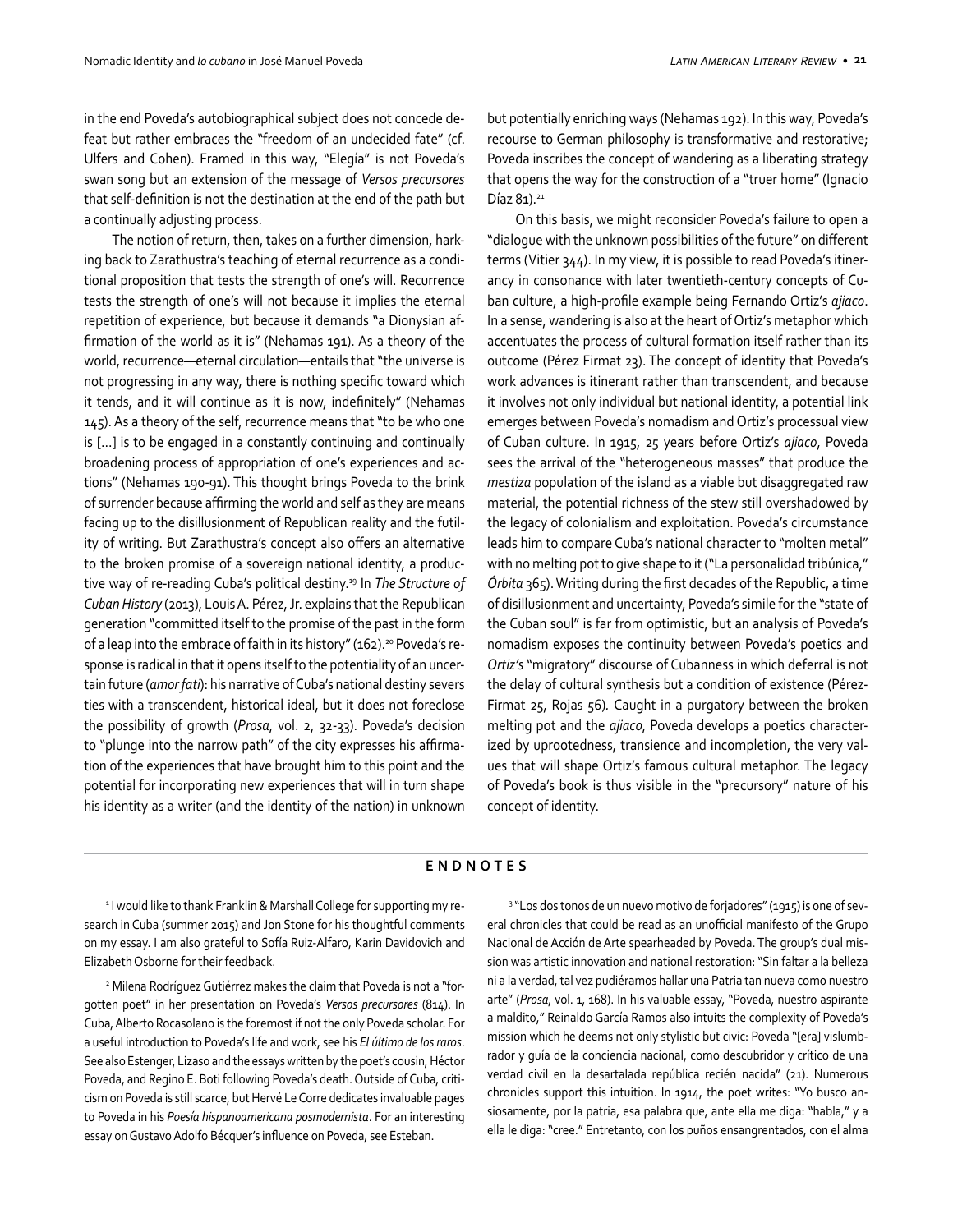in the end Poveda's autobiographical subject does not concede defeat but rather embraces the "freedom of an undecided fate" (cf. Ulfers and Cohen). Framed in this way, "Elegía" is not Poveda's swan song but an extension of the message of *Versos precursores* that self-definition is not the destination at the end of the path but a continually adjusting process.

The notion of return, then, takes on a further dimension, harking back to Zarathustra's teaching of eternal recurrence as a conditional proposition that tests the strength of one's will. Recurrence tests the strength of one's will not because it implies the eternal repetition of experience, but because it demands "a Dionysian affirmation of the world as it is" (Nehamas 191). As a theory of the world, recurrence—eternal circulation—entails that "the universe is not progressing in any way, there is nothing specific toward which it tends, and it will continue as it is now, indefinitely" (Nehamas 145). As a theory of the self, recurrence means that "to be who one is [...] is to be engaged in a constantly continuing and continually broadening process of appropriation of one's experiences and actions" (Nehamas 190-91). This thought brings Poveda to the brink of surrender because affirming the world and self as they are means facing up to the disillusionment of Republican reality and the futility of writing. But Zarathustra's concept also offers an alternative to the broken promise of a sovereign national identity, a productive way of re-reading Cuba's political destiny.[19] In *The Structure of Cuban History* (2013), Louis A. Pérez, Jr. explains that the Republican generation "committed itself to the promise of the past in the form of a leap into the embrace of faith in its history" (162).[20] Poveda's response is radical in that it opens itself to the potentiality of an uncertain future (*amor fati*): his narrative of Cuba's national destiny severs ties with a transcendent, historical ideal, but it does not foreclose the possibility of growth (*Prosa*, vol. 2, 32-33). Poveda's decision to "plunge into the narrow path" of the city expresses his affirmation of the experiences that have brought him to this point and the potential for incorporating new experiences that will in turn shape his identity as a writer (and the identity of the nation) in unknown but potentially enriching ways (Nehamas 192). In this way, Poveda's recourse to German philosophy is transformative and restorative; Poveda inscribes the concept of wandering as a liberating strategy that opens the way for the construction of a "truer home" (Ignacio Díaz 81).[21]

On this basis, we might reconsider Poveda's failure to open a "dialogue with the unknown possibilities of the future" on different terms (Vitier 344). In my view, it is possible to read Poveda's itinerancy in consonance with later twentieth-century concepts of Cuban culture, a high-profile example being Fernando Ortiz's *ajiaco*. In a sense, wandering is also at the heart of Ortiz's metaphor which accentuates the process of cultural formation itself rather than its outcome (Pérez Firmat 23). The concept of identity that Poveda's work advances is itinerant rather than transcendent, and because it involves not only individual but national identity, a potential link emerges between Poveda's nomadism and Ortiz's processual view of Cuban culture. In 1915, 25 years before Ortiz's *ajiaco*, Poveda sees the arrival of the "heterogeneous masses" that produce the *mestiza* population of the island as a viable but disaggregated raw material, the potential richness of the stew still overshadowed by the legacy of colonialism and exploitation. Poveda's circumstance leads him to compare Cuba's national character to "molten metal" with no melting pot to give shape to it ("La personalidad tribúnica," *Órbita* 365). Writing during the first decades of the Republic, a time of disillusionment and uncertainty, Poveda's simile for the "state of the Cuban soul" is far from optimistic, but an analysis of Poveda's nomadism exposes the continuity between Poveda's poetics and *Ortiz's* "migratory" discourse of Cubanness in which deferral is not the delay of cultural synthesis but a condition of existence (Pérez-Firmat 25, Rojas 56). Caught in a purgatory between the broken melting pot and the *ajiaco*, Poveda develops a poetics characterized by uprootedness, transience and incompletion, the very values that will shape Ortiz's famous cultural metaphor. The legacy of Poveda's book is thus visible in the "precursory" nature of his concept of identity.

## ENDNOTES

[1] I would like to thank Franklin & Marshall College for supporting my research in Cuba (summer 2015) and Jon Stone for his thoughtful comments on my essay. I am also grateful to Sofía Ruiz-Alfaro, Karin Davidovich and Elizabeth Osborne for their feedback.

[2] Milena Rodríguez Gutiérrez makes the claim that Poveda is not a "forgotten poet" in her presentation on Poveda's *Versos precursores* (814). In Cuba, Alberto Rocasolano is the foremost if not the only Poveda scholar. For a useful introduction to Poveda's life and work, see his *El último de los raros*. See also Estenger, Lizaso and the essays written by the poet's cousin, Héctor Poveda, and Regino E. Boti following Poveda's death. Outside of Cuba, criticism on Poveda is still scarce, but Hervé Le Corre dedicates invaluable pages to Poveda in his *Poesía hispanoamericana posmodernista*. For an interesting essay on Gustavo Adolfo Bécquer's influence on Poveda, see Esteban.

[3] "Los dos tonos de un nuevo motivo de forjadores" (1915) is one of several chronicles that could be read as an unofficial manifesto of the Grupo Nacional de Acción de Arte spearheaded by Poveda. The group's dual mission was artistic innovation and national restoration: "Sin faltar a la belleza ni a la verdad, tal vez pudiéramos hallar una Patria tan nueva como nuestro arte" (*Prosa*, vol. 1, 168). In his valuable essay, "Poveda, nuestro aspirante a maldito," Reinaldo García Ramos also intuits the complexity of Poveda's mission which he deems not only stylistic but civic: Poveda "[era] vislumbrador y guía de la conciencia nacional, como descubridor y crítico de una verdad civil en la desartalada república recién nacida" (21). Numerous chronicles support this intuition. In 1914, the poet writes: "Yo busco ansiosamente, por la patria, esa palabra que, ante ella me diga: "habla," y a ella le diga: "cree." Entretanto, con los puños ensangrentados, con el alma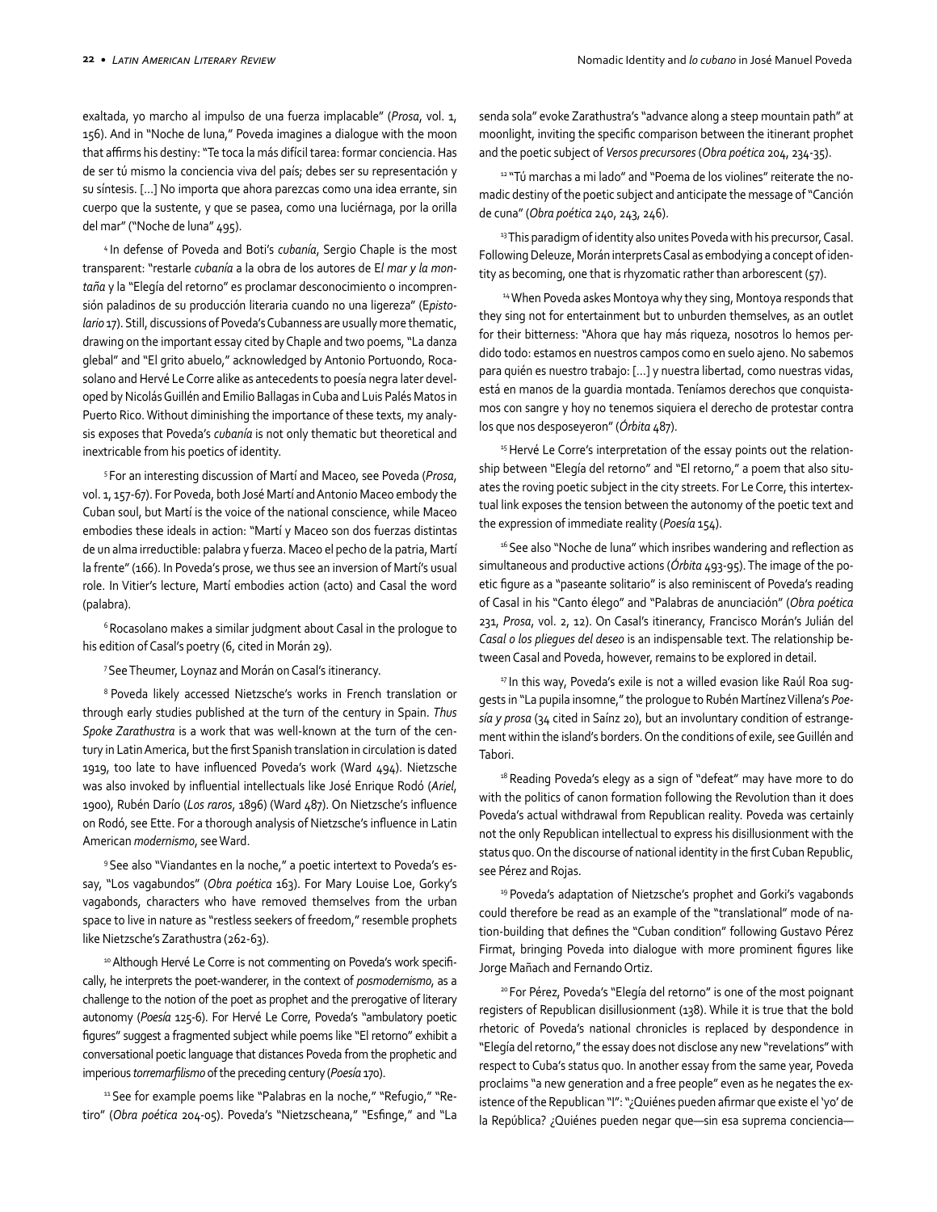exaltada, yo marcho al impulso de una fuerza implacable" (*Prosa*, vol. 1, 156). And in "Noche de luna," Poveda imagines a dialogue with the moon that affirms his destiny: "Te toca la más difícil tarea: formar conciencia. Has de ser tú mismo la conciencia viva del país; debes ser su representación y su síntesis. [...] No importa que ahora parezcas como una idea errante, sin cuerpo que la sustente, y que se pasea, como una luciérnaga, por la orilla del mar" ("Noche de luna" 495).

[4] In defense of Poveda and Boti's *cubanía*, Sergio Chaple is the most transparent: "restarle *cubanía* a la obra de los autores de E*l mar y la montaña* y la "Elegía del retorno" es proclamar desconocimiento o incomprensión paladinos de su producción literaria cuando no una ligereza" (E*pistolario* 17). Still, discussions of Poveda's Cubanness are usually more thematic, drawing on the important essay cited by Chaple and two poems, "La danza glebal" and "El grito abuelo," acknowledged by Antonio Portuondo, Rocasolano and Hervé Le Corre alike as antecedents to poesía negra later developed by Nicolás Guillén and Emilio Ballagas in Cuba and Luis Palés Matos in Puerto Rico. Without diminishing the importance of these texts, my analysis exposes that Poveda's *cubanía* is not only thematic but theoretical and inextricable from his poetics of identity.

[5] For an interesting discussion of Martí and Maceo, see Poveda (*Prosa*, vol. 1, 157-67). For Poveda, both José Martí and Antonio Maceo embody the Cuban soul, but Martí is the voice of the national conscience, while Maceo embodies these ideals in action: "Martí y Maceo son dos fuerzas distintas de un alma irreductible: palabra y fuerza. Maceo el pecho de la patria, Martí la frente" (166). In Poveda's prose, we thus see an inversion of Martí's usual role. In Vitier's lecture, Martí embodies action (acto) and Casal the word (palabra).

[6] Rocasolano makes a similar judgment about Casal in the prologue to his edition of Casal's poetry (6, cited in Morán 29).

[7] See Theumer, Loynaz and Morán on Casal's itinerancy.

[8] Poveda likely accessed Nietzsche's works in French translation or through early studies published at the turn of the century in Spain. *Thus Spoke Zarathustra* is a work that was well-known at the turn of the century in Latin America, but the first Spanish translation in circulation is dated 1919, too late to have influenced Poveda's work (Ward 494). Nietzsche was also invoked by influential intellectuals like José Enrique Rodó (*Ariel*, 1900), Rubén Darío (*Los raros*, 1896) (Ward 487). On Nietzsche's influence on Rodó, see Ette. For a thorough analysis of Nietzsche's influence in Latin American *modernismo*, see Ward.

[9] See also "Viandantes en la noche," a poetic intertext to Poveda's essay, "Los vagabundos" (*Obra poética* 163). For Mary Louise Loe, Gorky's vagabonds, characters who have removed themselves from the urban space to live in nature as "restless seekers of freedom," resemble prophets like Nietzsche's Zarathustra (262-63).

[10] Although Hervé Le Corre is not commenting on Poveda's work specifically, he interprets the poet-wanderer, in the context of *posmodernismo*, as a challenge to the notion of the poet as prophet and the prerogative of literary autonomy (*Poesía* 125-6). For Hervé Le Corre, Poveda's "ambulatory poetic figures" suggest a fragmented subject while poems like "El retorno" exhibit a conversational poetic language that distances Poveda from the prophetic and imperious *torremarfilismo* of the preceding century (*Poesía* 170).

[11] See for example poems like "Palabras en la noche," "Refugio," "Retiro" (*Obra poética* 204-05). Poveda's "Nietzscheana," "Esfinge," and "La senda sola" evoke Zarathustra's "advance along a steep mountain path" at moonlight, inviting the specific comparison between the itinerant prophet and the poetic subject of *Versos precursores* (*Obra poética* 204, 234-35).

[12] "Tú marchas a mi lado" and "Poema de los violines" reiterate the nomadic destiny of the poetic subject and anticipate the message of "Canción de cuna" (*Obra poética* 240, 243, 246).

[13] This paradigm of identity also unites Poveda with his precursor, Casal. Following Deleuze, Morán interprets Casal as embodying a concept of identity as becoming, one that is rhyzomatic rather than arborescent (57).

[14] When Poveda askes Montoya why they sing, Montoya responds that they sing not for entertainment but to unburden themselves, as an outlet for their bitterness: "Ahora que hay más riqueza, nosotros lo hemos perdido todo: estamos en nuestros campos como en suelo ajeno. No sabemos para quién es nuestro trabajo: [...] y nuestra libertad, como nuestras vidas, está en manos de la guardia montada. Teníamos derechos que conquistamos con sangre y hoy no tenemos siquiera el derecho de protestar contra los que nos desposeyeron" (*Órbita* 487).

[15] Hervé Le Corre's interpretation of the essay points out the relationship between "Elegía del retorno" and "El retorno," a poem that also situates the roving poetic subject in the city streets. For Le Corre, this intertextual link exposes the tension between the autonomy of the poetic text and the expression of immediate reality (*Poesía* 154).

[16] See also "Noche de luna" which insribes wandering and reflection as simultaneous and productive actions (*Órbita* 493-95). The image of the poetic figure as a "paseante solitario" is also reminiscent of Poveda's reading of Casal in his "Canto élego" and "Palabras de anunciación" (*Obra poética* 231, *Prosa*, vol. 2, 12). On Casal's itinerancy, Francisco Morán's Julián del *Casal o los pliegues del deseo* is an indispensable text. The relationship between Casal and Poveda, however, remains to be explored in detail.

[17] In this way, Poveda's exile is not a willed evasion like Raúl Roa suggests in "La pupila insomne," the prologue to Rubén Martínez Villena's *Poesía y prosa* (34 cited in Saínz 20), but an involuntary condition of estrangement within the island's borders. On the conditions of exile, see Guillén and Tabori.

[18] Reading Poveda's elegy as a sign of "defeat" may have more to do with the politics of canon formation following the Revolution than it does Poveda's actual withdrawal from Republican reality. Poveda was certainly not the only Republican intellectual to express his disillusionment with the status quo. On the discourse of national identity in the first Cuban Republic, see Pérez and Rojas.

[19] Poveda's adaptation of Nietzsche's prophet and Gorki's vagabonds could therefore be read as an example of the "translational" mode of nation-building that defines the "Cuban condition" following Gustavo Pérez Firmat, bringing Poveda into dialogue with more prominent figures like Jorge Mañach and Fernando Ortiz.

[20] For Pérez, Poveda's "Elegía del retorno" is one of the most poignant registers of Republican disillusionment (138). While it is true that the bold rhetoric of Poveda's national chronicles is replaced by despondence in "Elegía del retorno," the essay does not disclose any new "revelations" with respect to Cuba's status quo. In another essay from the same year, Poveda proclaims "a new generation and a free people" even as he negates the existence of the Republican "I": "¿Quiénes pueden afirmar que existe el 'yo' de la República? ¿Quiénes pueden negar que—sin esa suprema conciencia—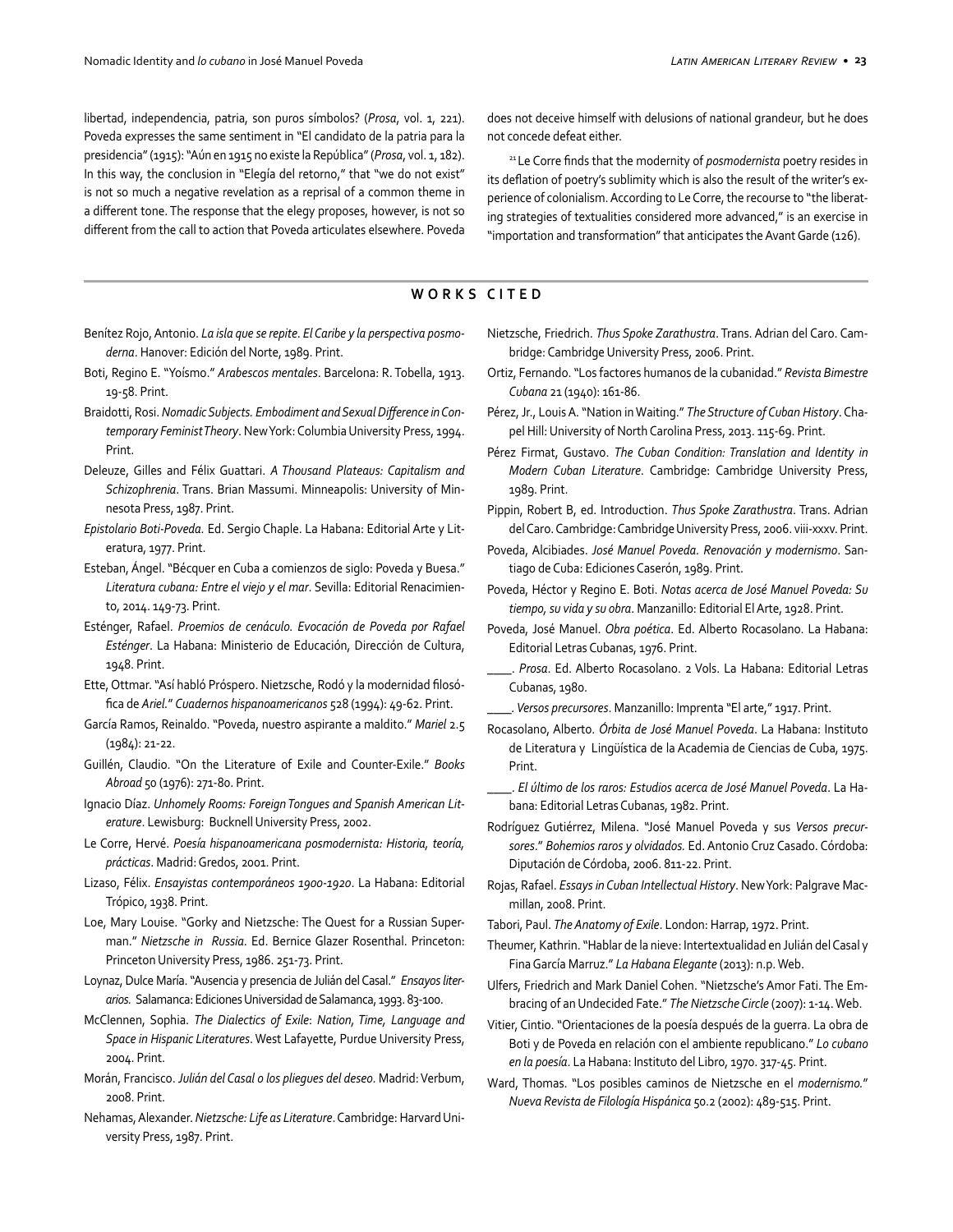libertad, independencia, patria, son puros símbolos? (*Prosa*, vol. 1, 221). Poveda expresses the same sentiment in "El candidato de la patria para la presidencia" (1915): "Aún en 1915 no existe la República" (*Prosa*, vol. 1, 182). In this way, the conclusion in "Elegía del retorno," that "we do not exist" is not so much a negative revelation as a reprisal of a common theme in a different tone. The response that the elegy proposes, however, is not so different from the call to action that Poveda articulates elsewhere. Poveda does not deceive himself with delusions of national grandeur, but he does not concede defeat either.

[21] Le Corre finds that the modernity of *posmodernista* poetry resides in its deflation of poetry's sublimity which is also the result of the writer's experience of colonialism. According to Le Corre, the recourse to "the liberating strategies of textualities considered more advanced," is an exercise in "importation and transformation" that anticipates the Avant Garde (126).

## WORKS CITED

Benítez Rojo, Antonio. *La isla que se repite. El Caribe y la perspectiva posmoderna*. Hanover: Edición del Norte, 1989. Print.

Boti, Regino E. "Yoísmo." *Arabescos mentales*. Barcelona: R. Tobella, 1913. 19-58. Print.

Braidotti, Rosi. *Nomadic Subjects. Embodiment and Sexual Difference in Contemporary Feminist Theory*. New York: Columbia University Press, 1994. Print.

Deleuze, Gilles and Félix Guattari. *A Thousand Plateaus: Capitalism and Schizophrenia*. Trans. Brian Massumi. Minneapolis: University of Minnesota Press, 1987. Print.

*Epistolario Boti-Poveda.* Ed. Sergio Chaple. La Habana: Editorial Arte y Literatura, 1977. Print.

Esteban, Ángel. "Bécquer en Cuba a comienzos de siglo: Poveda y Buesa." *Literatura cubana: Entre el viejo y el mar*. Sevilla: Editorial Renacimiento, 2014. 149-73. Print.

Esténger, Rafael. *Proemios de cenáculo. Evocación de Poveda por Rafael Esténger*. La Habana: Ministerio de Educación, Dirección de Cultura, 1948. Print.

Ette, Ottmar. "Así habló Próspero. Nietzsche, Rodó y la modernidad filosófica de *Ariel*." *Cuadernos hispanoamericanos* 528 (1994): 49-62. Print.

García Ramos, Reinaldo. "Poveda, nuestro aspirante a maldito." *Mariel* 2.5 (1984): 21-22.

Guillén, Claudio. "On the Literature of Exile and Counter-Exile." *Books Abroad* 50 (1976): 271-80. Print.

Ignacio Díaz. *Unhomely Rooms: Foreign Tongues and Spanish American Literature*. Lewisburg: Bucknell University Press, 2002.

Le Corre, Hervé. *Poesía hispanoamericana posmodernista: Historia, teoría, prácticas*. Madrid: Gredos, 2001. Print.

Lizaso, Félix. *Ensayistas contemporáneos 1900-1920*. La Habana: Editorial Trópico, 1938. Print.

Loe, Mary Louise. "Gorky and Nietzsche: The Quest for a Russian Superman." *Nietzsche in Russia*. Ed. Bernice Glazer Rosenthal. Princeton: Princeton University Press, 1986. 251-73. Print.

Loynaz, Dulce María. "Ausencia y presencia de Julián del Casal." *Ensayos literarios.* Salamanca: Ediciones Universidad de Salamanca, 1993. 83-100.

McClennen, Sophia. *The Dialectics of Exile: Nation, Time, Language and Space in Hispanic Literatures*. West Lafayette, Purdue University Press, 2004. Print.

Morán, Francisco. *Julián del Casal o los pliegues del deseo*. Madrid: Verbum, 2008. Print.

Nehamas, Alexander. *Nietzsche: Life as Literature*. Cambridge: Harvard University Press, 1987. Print.

Nietzsche, Friedrich. *Thus Spoke Zarathustra*. Trans. Adrian del Caro. Cambridge: Cambridge University Press, 2006. Print.

Ortiz, Fernando. "Los factores humanos de la cubanidad." *Revista Bimestre Cubana* 21 (1940): 161-86.

Pérez, Jr., Louis A. "Nation in Waiting." *The Structure of Cuban History*. Chapel Hill: University of North Carolina Press, 2013. 115-69. Print.

Pérez Firmat, Gustavo. *The Cuban Condition: Translation and Identity in Modern Cuban Literature*. Cambridge: Cambridge University Press, 1989. Print.

Pippin, Robert B, ed. Introduction. *Thus Spoke Zarathustra*. Trans. Adrian del Caro. Cambridge: Cambridge University Press, 2006. viii-xxxv. Print.

Poveda, Alcibiades. *José Manuel Poveda. Renovación y modernismo*. Santiago de Cuba: Ediciones Caserón, 1989. Print.

Poveda, Héctor y Regino E. Boti. *Notas acerca de José Manuel Poveda: Su tiempo, su vida y su obra*. Manzanillo: Editorial El Arte, 1928. Print.

Poveda, José Manuel. *Obra poética*. Ed. Alberto Rocasolano. La Habana: Editorial Letras Cubanas, 1976. Print.

____. *Prosa*. Ed. Alberto Rocasolano. 2 Vols. La Habana: Editorial Letras Cubanas, 1980.

____. *Versos precursores*. Manzanillo: Imprenta "El arte," 1917. Print.

Rocasolano, Alberto. *Órbita de José Manuel Poveda*. La Habana: Instituto de Literatura y Lingüística de la Academia de Ciencias de Cuba, 1975. Print.

____. *El último de los raros: Estudios acerca de José Manuel Poveda*. La Habana: Editorial Letras Cubanas, 1982. Print.

Rodríguez Gutiérrez, Milena. "José Manuel Poveda y sus *Versos precursores*." *Bohemios raros y olvidados.* Ed. Antonio Cruz Casado. Córdoba: Diputación de Córdoba, 2006. 811-22. Print.

Rojas, Rafael. *Essays in Cuban Intellectual History*. New York: Palgrave Macmillan, 2008. Print.

Tabori, Paul. *The Anatomy of Exile*. London: Harrap, 1972. Print.

Theumer, Kathrin. "Hablar de la nieve: Intertextualidad en Julián del Casal y Fina García Marruz." *La Habana Elegante* (2013): n.p. Web.

Ulfers, Friedrich and Mark Daniel Cohen. "Nietzsche's Amor Fati. The Embracing of an Undecided Fate." *The Nietzsche Circle* (2007): 1-14. Web.

Vitier, Cintio. "Orientaciones de la poesía después de la guerra. La obra de Boti y de Poveda en relación con el ambiente republicano." *Lo cubano en la poesía*. La Habana: Instituto del Libro, 1970. 317-45. Print.

Ward, Thomas. "Los posibles caminos de Nietzsche en el *modernismo.*" *Nueva Revista de Filología Hispánica* 50.2 (2002): 489-515. Print.